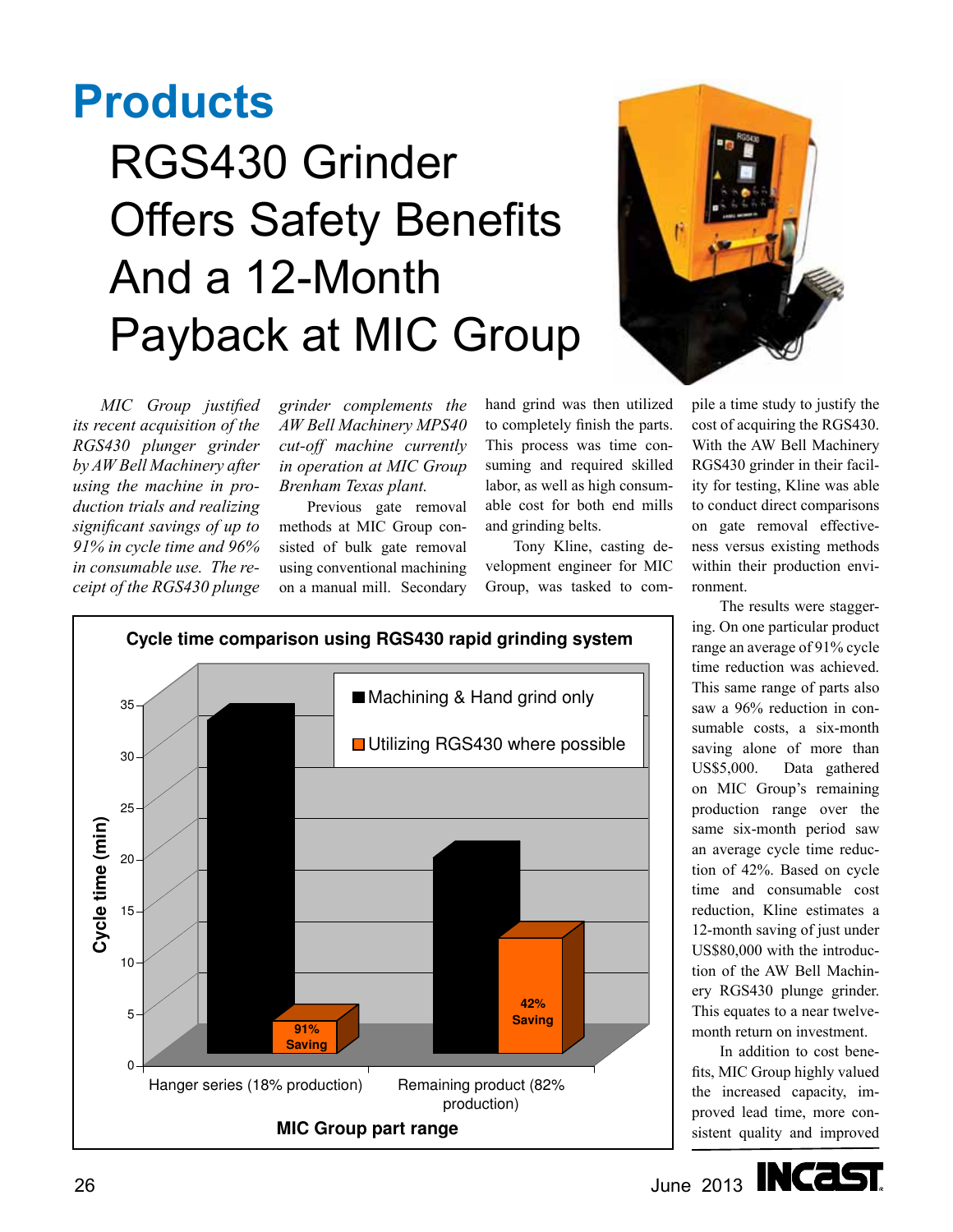# Products

## RGS430 Grinder Offers Safety Benefits And a 12-Month Payback at MIC Group

*MIC Group justified its recent acquisition of the RGS430 plunger grinder by AW Bell Machinery after using the machine in production trials and realizing significant savings of up to 91% in cycle time and 96% in consumable use. The receipt of the RGS430 plunge grinder complements the AW Bell Machinery MPS40 cut-off machine currently in operation at MIC Group Brenham Texas plant.*

Previous gate removal methods at MIC Group consisted of bulk gate removal using conventional machining on a manual mill. Secondary hand grind was then utilized to completely finish the parts. This process was time consuming and required skilled labor, as well as high consumable cost for both end mills and grinding belts.

Tony Kline, casting development engineer for MIC Group, was tasked to compile a time study to justify the cost of acquiring the RGS430. With the AW Bell Machinery RGS430 grinder in their facility for testing, Kline was able to conduct direct comparisons on gate removal effectiveness versus existing methods within their production environment.

**Cycle time comparison using RGS430 rapid grinding system**

| MIC Group part range | Machining & Hand grind only (min) | Utilizing RGS430 where possible (min) | Saving |
|---|---|---|---|
| Hanger series (18% production) | ~33 | ~3 | 91% Saving |
| Remaining product (82% production) | ~20 | ~12 | 42% Saving |

The results were staggering. On one particular product range an average of 91% cycle time reduction was achieved. This same range of parts also saw a 96% reduction in consumable costs, a six-month saving alone of more than US$5,000. Data gathered on MIC Group's remaining production range over the same six-month period saw an average cycle time reduction of 42%. Based on cycle time and consumable cost reduction, Kline estimates a 12-month saving of just under US$80,000 with the introduction of the AW Bell Machinery RGS430 plunge grinder. This equates to a near twelve-month return on investment.

In addition to cost benefits, MIC Group highly valued the increased capacity, improved lead time, more consistent quality and improved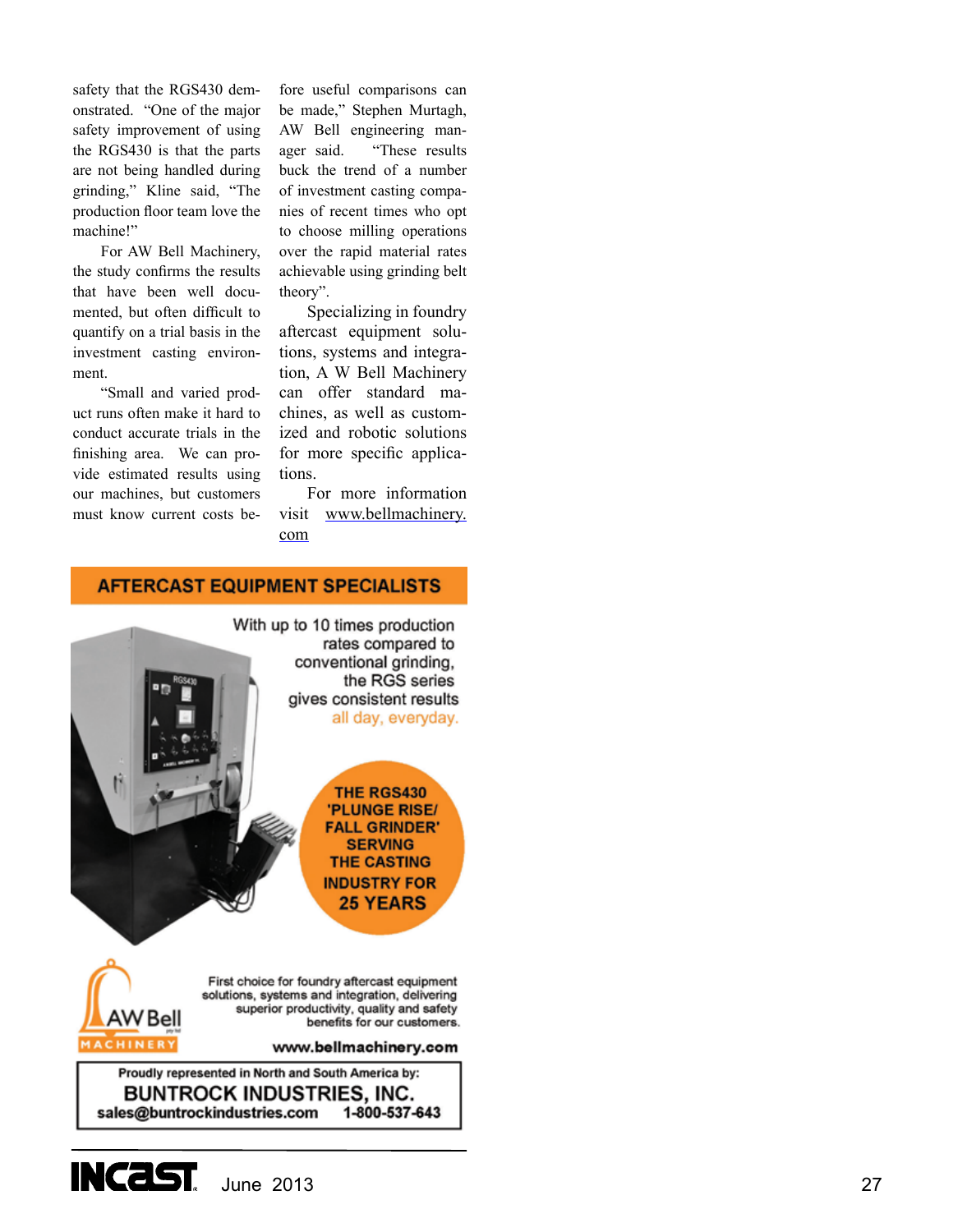safety that the RGS430 demonstrated. "One of the major safety improvement of using the RGS430 is that the parts are not being handled during grinding," Kline said, "The production floor team love the machine!"

For AW Bell Machinery, the study confirms the results that have been well documented, but often difficult to quantify on a trial basis in the investment casting environment.

"Small and varied product runs often make it hard to conduct accurate trials in the finishing area. We can provide estimated results using our machines, but customers must know current costs before useful comparisons can be made," Stephen Murtagh, AW Bell engineering manager said. "These results buck the trend of a number of investment casting companies of recent times who opt to choose milling operations over the rapid material rates achievable using grinding belt theory".

Specializing in foundry aftercast equipment solutions, systems and integration, A W Bell Machinery can offer standard machines, as well as customized and robotic solutions for more specific applications.

For more information visit www.bellmachinery.com

## AFTERCAST EQUIPMENT SPECIALISTS

With up to 10 times production rates compared to conventional grinding, the RGS series gives consistent results all day, everyday.

THE RGS430 'PLUNGE RISE/FALL GRINDER' SERVING THE CASTING INDUSTRY FOR 25 YEARS

AW Bell MACHINERY

First choice for foundry aftercast equipment solutions, systems and integration, delivering superior productivity, quality and safety benefits for our customers.

www.bellmachinery.com

Proudly represented in North and South America by:
**BUNTROCK INDUSTRIES, INC.**
sales@buntrockindustries.com 1-800-537-643